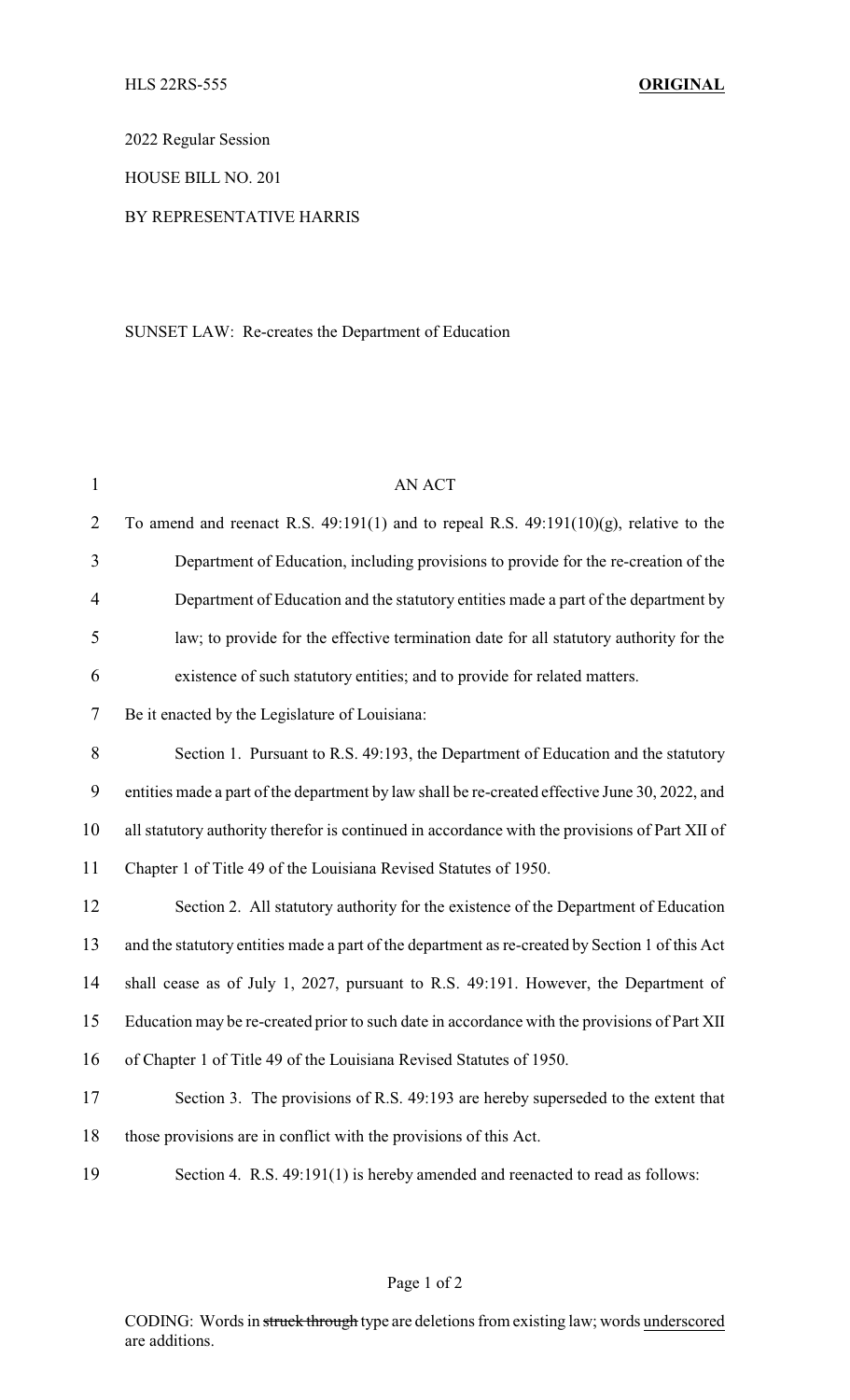HLS 22RS-555 **ORIGINAL**

2022 Regular Session

HOUSE BILL NO. 201

BY REPRESENTATIVE HARRIS

SUNSET LAW: Re-creates the Department of Education

AN ACT

To amend and reenact R.S. 49:191(1) and to repeal R.S. 49:191(10)(g), relative to the Department of Education, including provisions to provide for the re-creation of the Department of Education and the statutory entities made a part of the department by law; to provide for the effective termination date for all statutory authority for the existence of such statutory entities; and to provide for related matters.

Be it enacted by the Legislature of Louisiana:

Section 1. Pursuant to R.S. 49:193, the Department of Education and the statutory entities made a part of the department by law shall be re-created effective June 30, 2022, and all statutory authority therefor is continued in accordance with the provisions of Part XII of Chapter 1 of Title 49 of the Louisiana Revised Statutes of 1950.

Section 2. All statutory authority for the existence of the Department of Education and the statutory entities made a part of the department as re-created by Section 1 of this Act shall cease as of July 1, 2027, pursuant to R.S. 49:191. However, the Department of Education may be re-created prior to such date in accordance with the provisions of Part XII of Chapter 1 of Title 49 of the Louisiana Revised Statutes of 1950.

Section 3. The provisions of R.S. 49:193 are hereby superseded to the extent that those provisions are in conflict with the provisions of this Act.

Section 4. R.S. 49:191(1) is hereby amended and reenacted to read as follows:

CODING: Words in ~~struck through~~ type are deletions from existing law; words underscored are additions.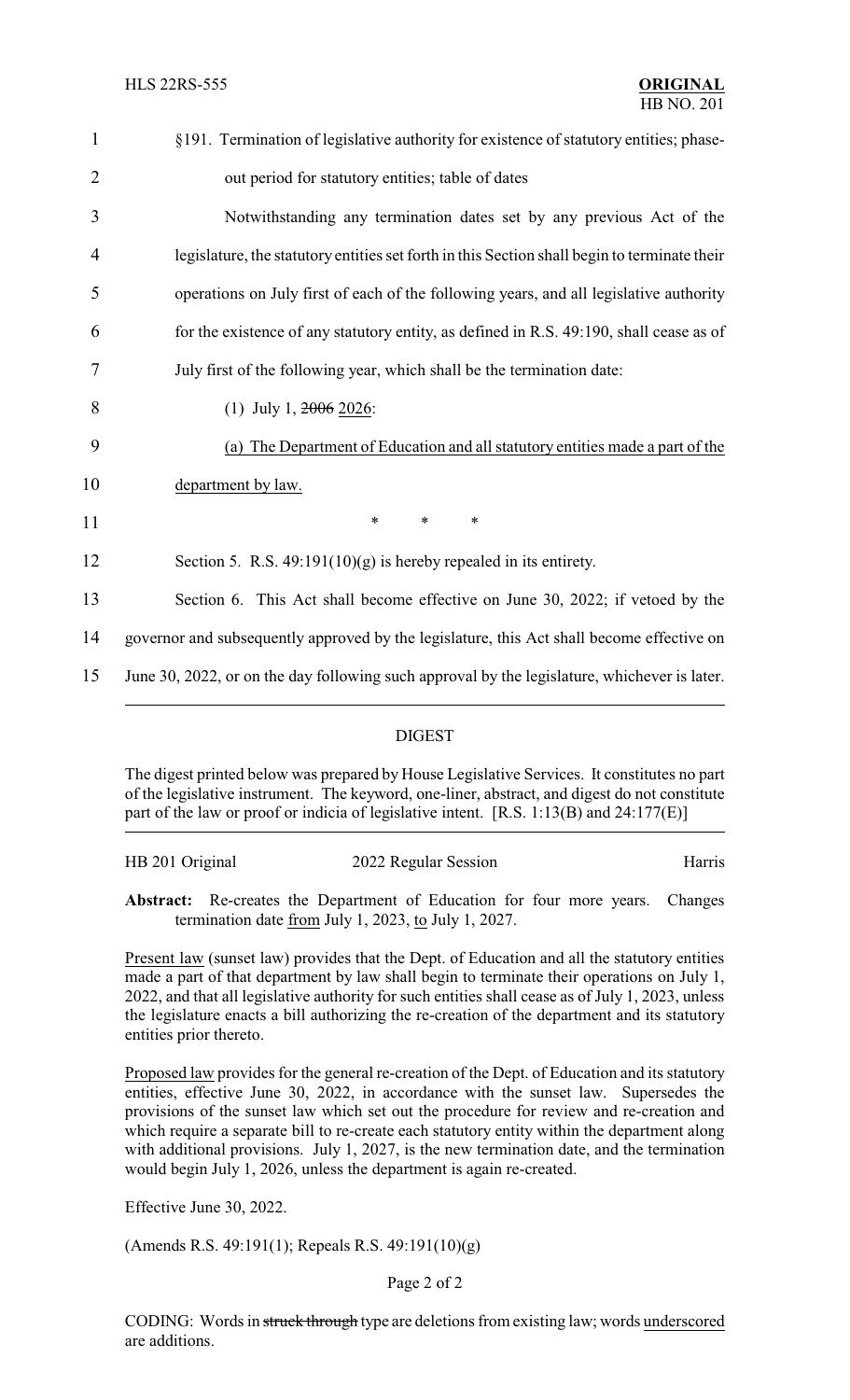§191. Termination of legislative authority for existence of statutory entities; phase-out period for statutory entities; table of dates

Notwithstanding any termination dates set by any previous Act of the legislature, the statutory entities set forth in this Section shall begin to terminate their operations on July first of each of the following years, and all legislative authority for the existence of any statutory entity, as defined in R.S. 49:190, shall cease as of July first of the following year, which shall be the termination date:

(1) July 1, ~~2006~~ <u>2026</u>:

<u>(a) The Department of Education and all statutory entities made a part of the department by law.</u>

\* \* \*

Section 5. R.S. 49:191(10)(g) is hereby repealed in its entirety.

Section 6. This Act shall become effective on June 30, 2022; if vetoed by the governor and subsequently approved by the legislature, this Act shall become effective on June 30, 2022, or on the day following such approval by the legislature, whichever is later.

---

## DIGEST

The digest printed below was prepared by House Legislative Services. It constitutes no part of the legislative instrument. The keyword, one-liner, abstract, and digest do not constitute part of the law or proof or indicia of legislative intent. [R.S. 1:13(B) and 24:177(E)]

| HB 201 Original | 2022 Regular Session | Harris |
|---|---|---|

**Abstract:** Re-creates the Department of Education for four more years. Changes termination date <u>from</u> July 1, 2023, <u>to</u> July 1, 2027.

<u>Present law</u> (sunset law) provides that the Dept. of Education and all the statutory entities made a part of that department by law shall begin to terminate their operations on July 1, 2022, and that all legislative authority for such entities shall cease as of July 1, 2023, unless the legislature enacts a bill authorizing the re-creation of the department and its statutory entities prior thereto.

<u>Proposed law</u> provides for the general re-creation of the Dept. of Education and its statutory entities, effective June 30, 2022, in accordance with the sunset law. Supersedes the provisions of the sunset law which set out the procedure for review and re-creation and which require a separate bill to re-create each statutory entity within the department along with additional provisions. July 1, 2027, is the new termination date, and the termination would begin July 1, 2026, unless the department is again re-created.

Effective June 30, 2022.

(Amends R.S. 49:191(1); Repeals R.S. 49:191(10)(g))

CODING: Words in ~~struck through~~ type are deletions from existing law; words <u>underscored</u> are additions.